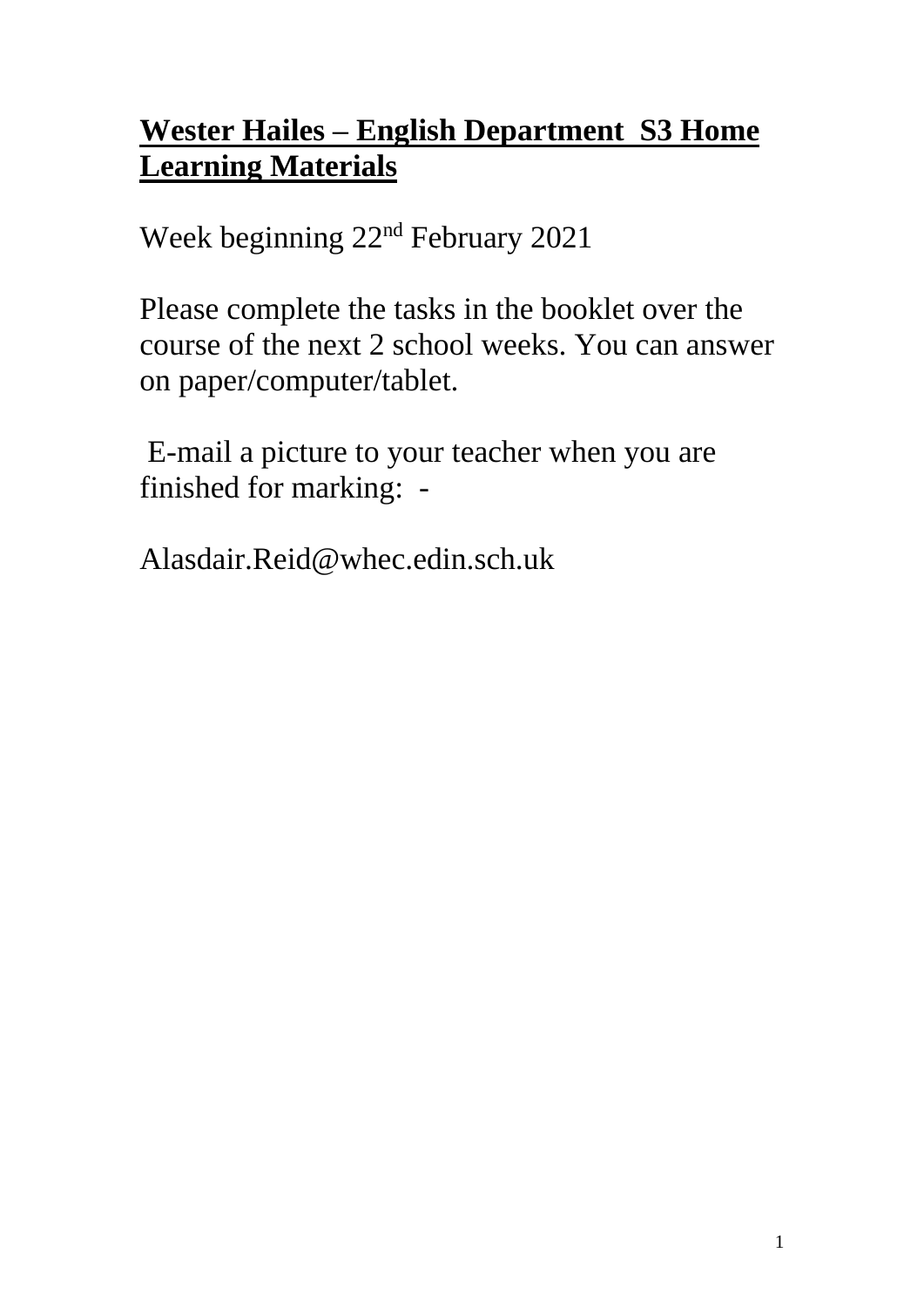# **Wester Hailes – English Department S3 Home Learning Materials**

Week beginning 22nd February 2021

Please complete the tasks in the booklet over the course of the next 2 school weeks. You can answer on paper/computer/tablet.

E-mail a picture to your teacher when you are finished for marking: -

Alasdair.Reid@whec.edin.sch.uk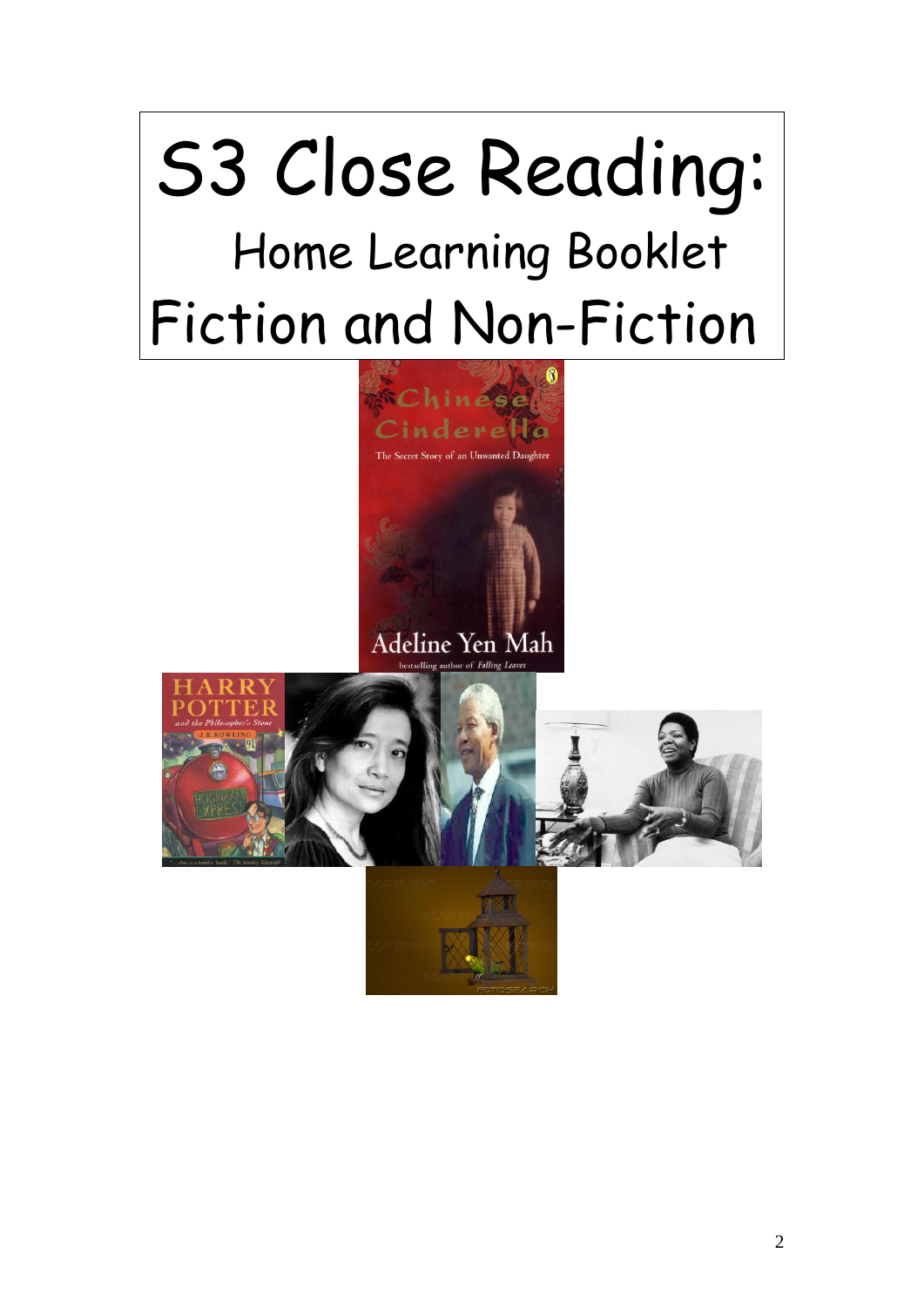# S3 Close Reading:

## Home Learning Booklet

## Fiction and Non-Fiction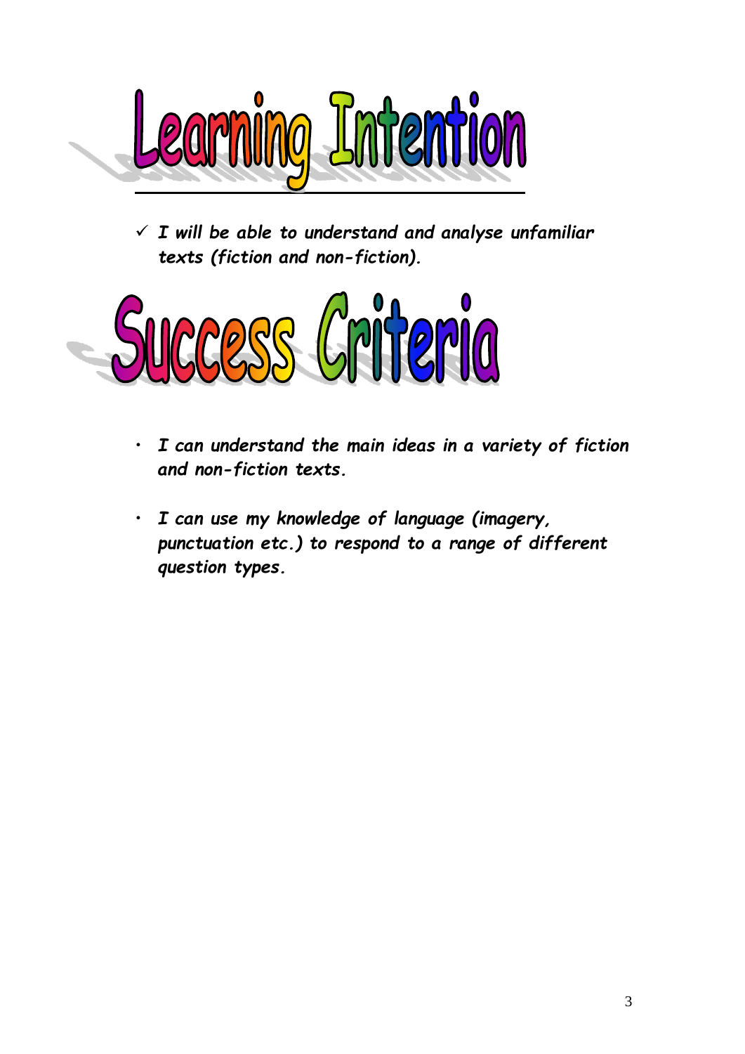# Learning Intention

- ✓ ***I will be able to understand and analyse unfamiliar texts (fiction and non-fiction).***

# Success Criteria

- ***I can understand the main ideas in a variety of fiction and non-fiction texts.***

- ***I can use my knowledge of language (imagery, punctuation etc.) to respond to a range of different question types.***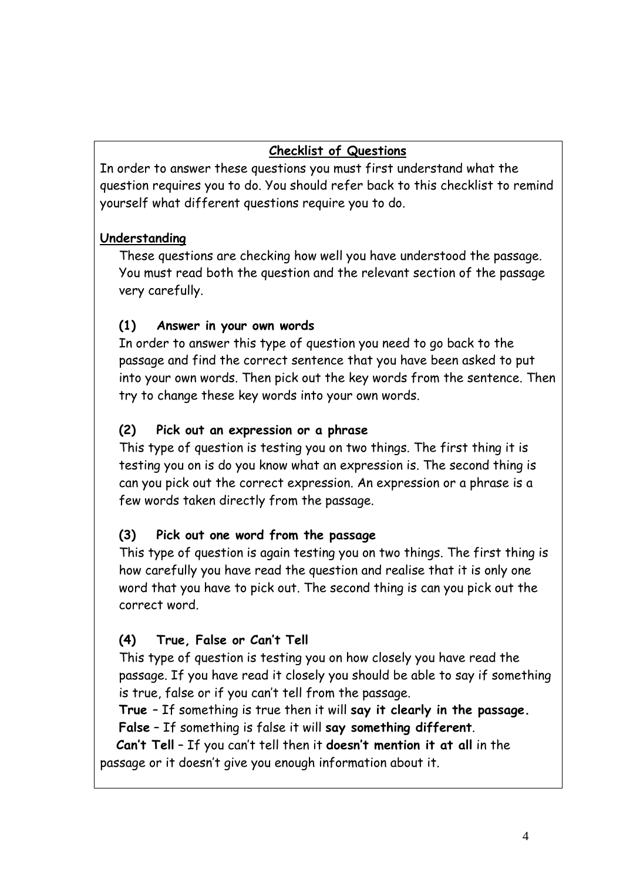## Checklist of Questions

In order to answer these questions you must first understand what the question requires you to do. You should refer back to this checklist to remind yourself what different questions require you to do.

### Understanding

These questions are checking how well you have understood the passage. You must read both the question and the relevant section of the passage very carefully.

**(1) Answer in your own words**

In order to answer this type of question you need to go back to the passage and find the correct sentence that you have been asked to put into your own words. Then pick out the key words from the sentence. Then try to change these key words into your own words.

**(2) Pick out an expression or a phrase**

This type of question is testing you on two things. The first thing it is testing you on is do you know what an expression is. The second thing is can you pick out the correct expression. An expression or a phrase is a few words taken directly from the passage.

**(3) Pick out one word from the passage**

This type of question is again testing you on two things. The first thing is how carefully you have read the question and realise that it is only one word that you have to pick out. The second thing is can you pick out the correct word.

**(4) True, False or Can't Tell**

This type of question is testing you on how closely you have read the passage. If you have read it closely you should be able to say if something is true, false or if you can't tell from the passage.

**True** – If something is true then it will **say it clearly in the passage.**

**False** – If something is false it will **say something different**.

**Can't Tell** – If you can't tell then it **doesn't mention it at all** in the passage or it doesn't give you enough information about it.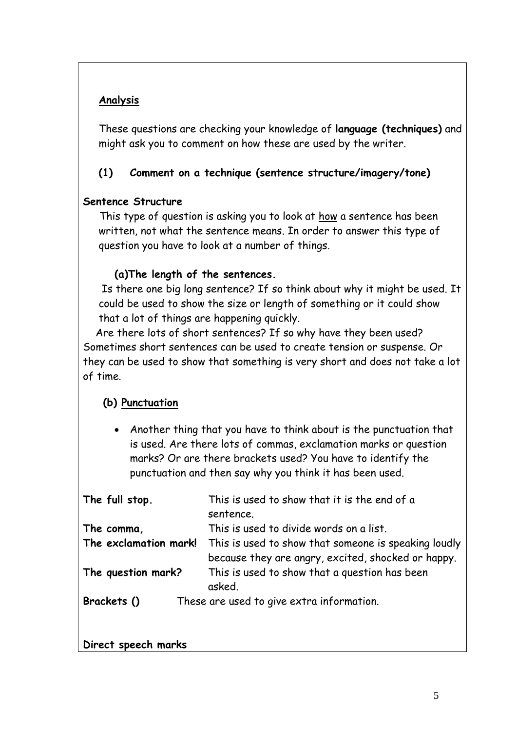## Analysis

These questions are checking your knowledge of **language (techniques)** and might ask you to comment on how these are used by the writer.

### (1) Comment on a technique (sentence structure/imagery/tone)

**Sentence Structure**

This type of question is asking you to look at how a sentence has been written, not what the sentence means. In order to answer this type of question you have to look at a number of things.

**(a) The length of the sentences.**

Is there one big long sentence? If so think about why it might be used. It could be used to show the size or length of something or it could show that a lot of things are happening quickly.

Are there lots of short sentences? If so why have they been used? Sometimes short sentences can be used to create tension or suspense. Or they can be used to show that something is very short and does not take a lot of time.

**(b) Punctuation**

- Another thing that you have to think about is the punctuation that is used. Are there lots of commas, exclamation marks or question marks? Or are there brackets used? You have to identify the punctuation and then say why you think it has been used.

| | |
|---|---|
| **The full stop.** | This is used to show that it is the end of a sentence. |
| **The comma,** | This is used to divide words on a list. |
| **The exclamation mark!** | This is used to show that someone is speaking loudly because they are angry, excited, shocked or happy. |
| **The question mark?** | This is used to show that a question has been asked. |
| **Brackets ()** | These are used to give extra information. |

**Direct speech marks**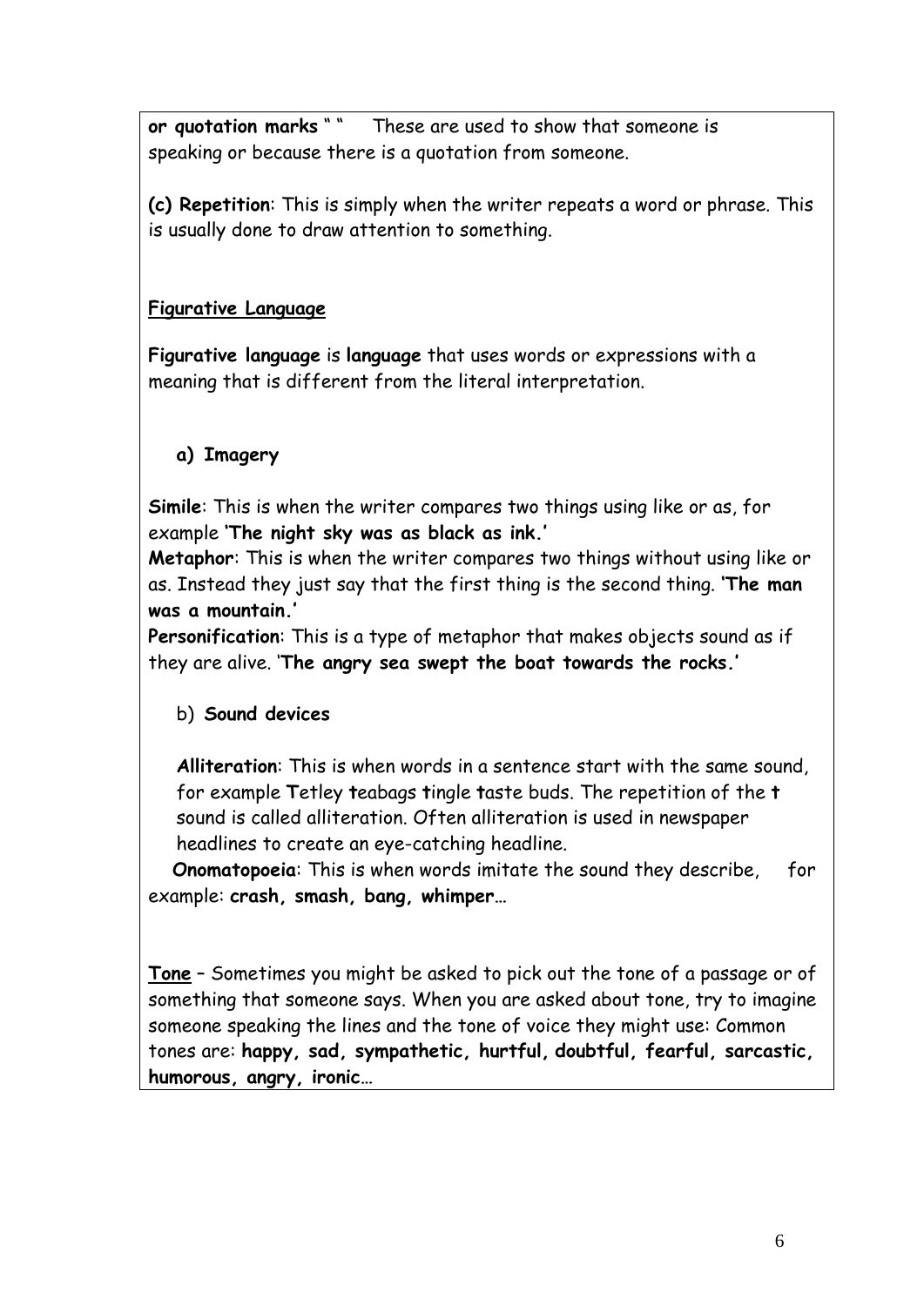**or quotation marks** " " These are used to show that someone is speaking or because there is a quotation from someone.

**(c) Repetition**: This is simply when the writer repeats a word or phrase. This is usually done to draw attention to something.

## Figurative Language

**Figurative language** is **language** that uses words or expressions with a meaning that is different from the literal interpretation.

### a) Imagery

**Simile**: This is when the writer compares two things using like or as, for example **'The night sky was as black as ink.'**

**Metaphor**: This is when the writer compares two things without using like or as. Instead they just say that the first thing is the second thing. **'The man was a mountain.'**

**Personification**: This is a type of metaphor that makes objects sound as if they are alive. '**The angry sea swept the boat towards the rocks.**'

### b) Sound devices

**Alliteration**: This is when words in a sentence start with the same sound, for example **T**etley **t**eabags **t**ingle **t**aste buds. The repetition of the **t** sound is called alliteration. Often alliteration is used in newspaper headlines to create an eye-catching headline.

**Onomatopoeia**: This is when words imitate the sound they describe, for example: **crash, smash, bang, whimper**…

**Tone** – Sometimes you might be asked to pick out the tone of a passage or of something that someone says. When you are asked about tone, try to imagine someone speaking the lines and the tone of voice they might use: Common tones are: **happy, sad, sympathetic, hurtful, doubtful, fearful, sarcastic, humorous, angry, ironic**…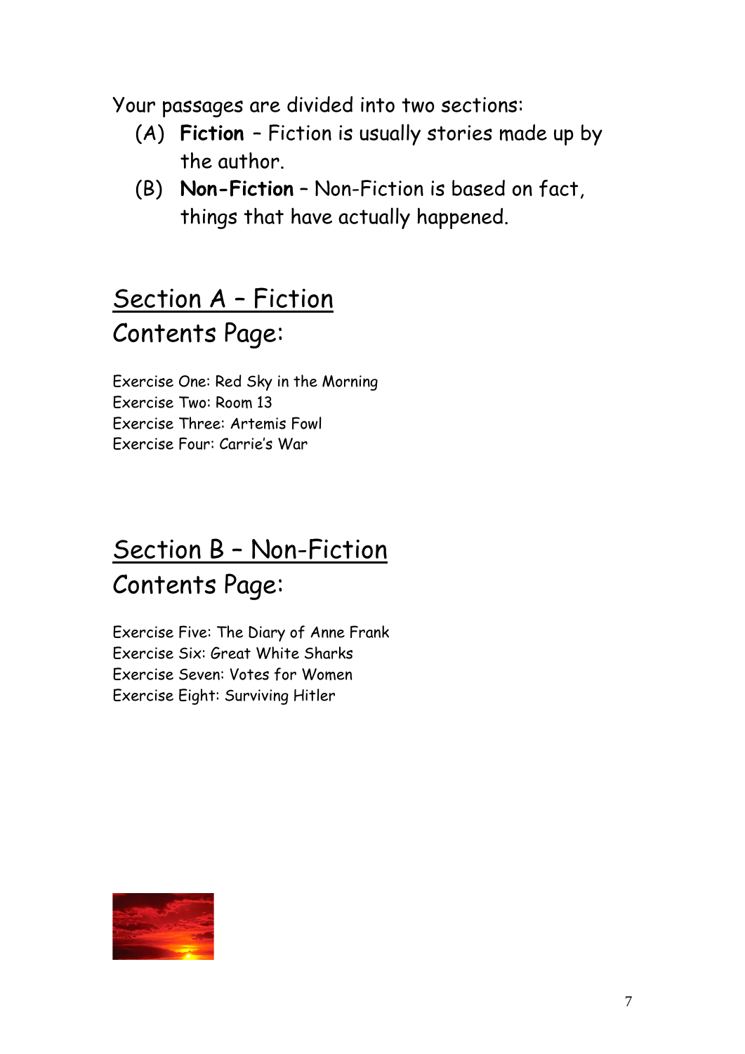Your passages are divided into two sections:

(A) **Fiction** – Fiction is usually stories made up by the author.

(B) **Non-Fiction** – Non-Fiction is based on fact, things that have actually happened.

## Section A – Fiction

### Contents Page:

Exercise One: Red Sky in the Morning
Exercise Two: Room 13
Exercise Three: Artemis Fowl
Exercise Four: Carrie's War

## Section B – Non-Fiction

### Contents Page:

Exercise Five: The Diary of Anne Frank
Exercise Six: Great White Sharks
Exercise Seven: Votes for Women
Exercise Eight: Surviving Hitler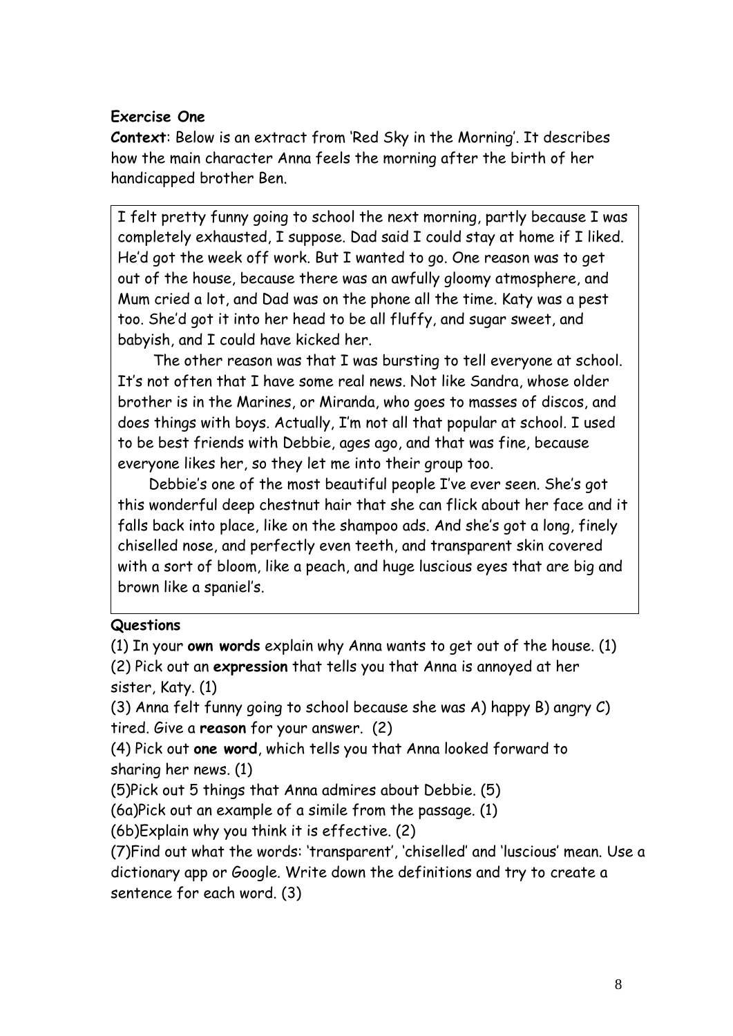**Exercise One**

**Context**: Below is an extract from 'Red Sky in the Morning'. It describes how the main character Anna feels the morning after the birth of her handicapped brother Ben.

> I felt pretty funny going to school the next morning, partly because I was completely exhausted, I suppose. Dad said I could stay at home if I liked. He'd got the week off work. But I wanted to go. One reason was to get out of the house, because there was an awfully gloomy atmosphere, and Mum cried a lot, and Dad was on the phone all the time. Katy was a pest too. She'd got it into her head to be all fluffy, and sugar sweet, and babyish, and I could have kicked her.
>
> The other reason was that I was bursting to tell everyone at school. It's not often that I have some real news. Not like Sandra, whose older brother is in the Marines, or Miranda, who goes to masses of discos, and does things with boys. Actually, I'm not all that popular at school. I used to be best friends with Debbie, ages ago, and that was fine, because everyone likes her, so they let me into their group too.
>
> Debbie's one of the most beautiful people I've ever seen. She's got this wonderful deep chestnut hair that she can flick about her face and it falls back into place, like on the shampoo ads. And she's got a long, finely chiselled nose, and perfectly even teeth, and transparent skin covered with a sort of bloom, like a peach, and huge luscious eyes that are big and brown like a spaniel's.

**Questions**

(1) In your **own words** explain why Anna wants to get out of the house. (1)

(2) Pick out an **expression** that tells you that Anna is annoyed at her sister, Katy. (1)

(3) Anna felt funny going to school because she was A) happy B) angry C) tired. Give a **reason** for your answer. (2)

(4) Pick out **one word**, which tells you that Anna looked forward to sharing her news. (1)

(5)Pick out 5 things that Anna admires about Debbie. (5)

(6a)Pick out an example of a simile from the passage. (1)

(6b)Explain why you think it is effective. (2)

(7)Find out what the words: 'transparent', 'chiselled' and 'luscious' mean. Use a dictionary app or Google. Write down the definitions and try to create a sentence for each word. (3)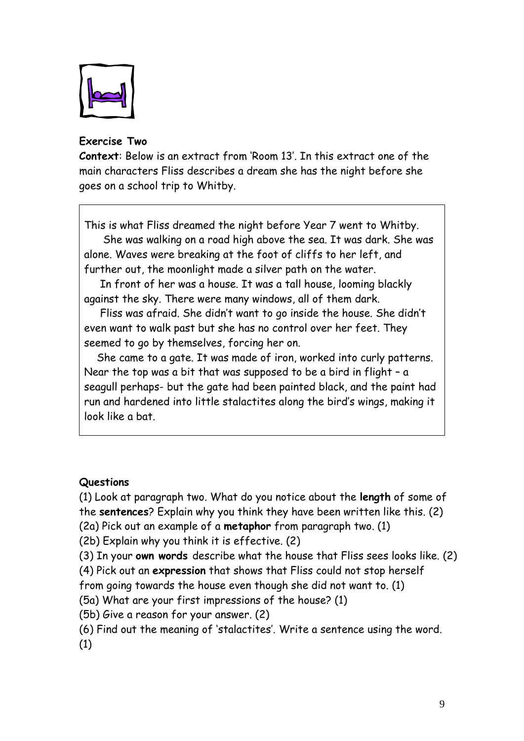**Exercise Two**

**Context**: Below is an extract from 'Room 13'. In this extract one of the main characters Fliss describes a dream she has the night before she goes on a school trip to Whitby.

> This is what Fliss dreamed the night before Year 7 went to Whitby.
>
> She was walking on a road high above the sea. It was dark. She was alone. Waves were breaking at the foot of cliffs to her left, and further out, the moonlight made a silver path on the water.
>
> In front of her was a house. It was a tall house, looming blackly against the sky. There were many windows, all of them dark.
>
> Fliss was afraid. She didn't want to go inside the house. She didn't even want to walk past but she has no control over her feet. They seemed to go by themselves, forcing her on.
>
> She came to a gate. It was made of iron, worked into curly patterns. Near the top was a bit that was supposed to be a bird in flight – a seagull perhaps- but the gate had been painted black, and the paint had run and hardened into little stalactites along the bird's wings, making it look like a bat.

**Questions**

(1) Look at paragraph two. What do you notice about the **length** of some of the **sentences**? Explain why you think they have been written like this. (2)

(2a) Pick out an example of a **metaphor** from paragraph two. (1)

(2b) Explain why you think it is effective. (2)

(3) In your **own words** describe what the house that Fliss sees looks like. (2)

(4) Pick out an **expression** that shows that Fliss could not stop herself from going towards the house even though she did not want to. (1)

(5a) What are your first impressions of the house? (1)

(5b) Give a reason for your answer. (2)

(6) Find out the meaning of 'stalactites'. Write a sentence using the word. (1)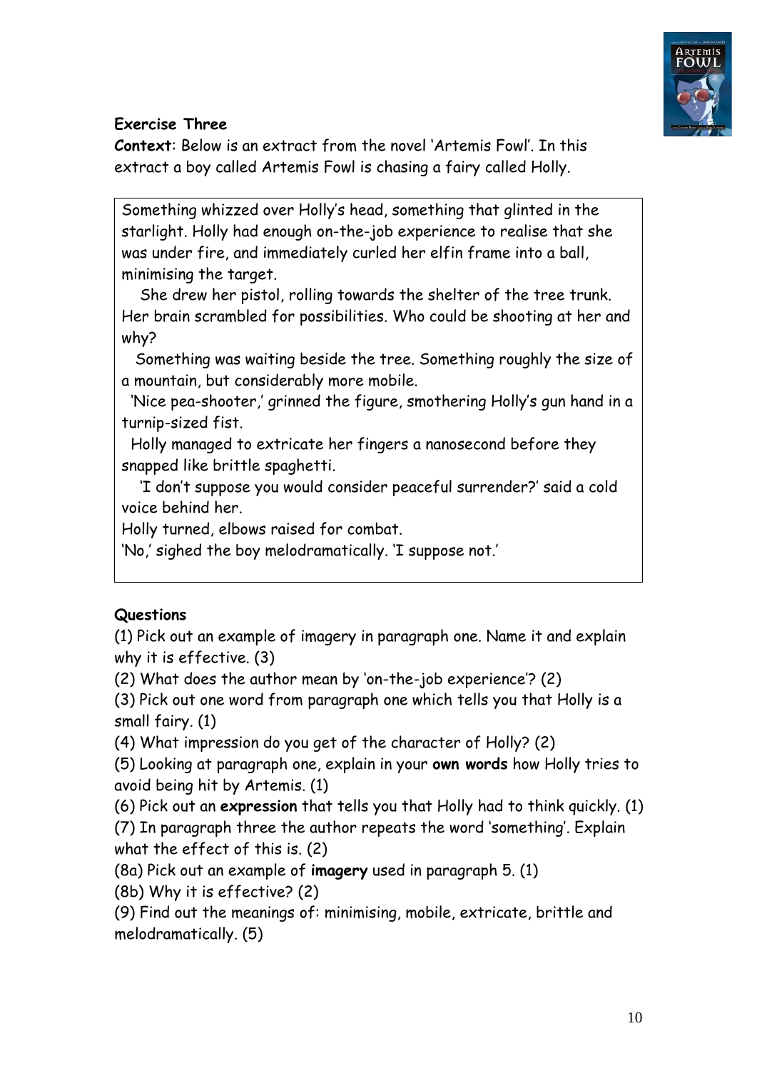**Exercise Three**

**Context**: Below is an extract from the novel 'Artemis Fowl'. In this extract a boy called Artemis Fowl is chasing a fairy called Holly.

> Something whizzed over Holly's head, something that glinted in the starlight. Holly had enough on-the-job experience to realise that she was under fire, and immediately curled her elfin frame into a ball, minimising the target.
>
> She drew her pistol, rolling towards the shelter of the tree trunk. Her brain scrambled for possibilities. Who could be shooting at her and why?
>
> Something was waiting beside the tree. Something roughly the size of a mountain, but considerably more mobile.
>
> 'Nice pea-shooter,' grinned the figure, smothering Holly's gun hand in a turnip-sized fist.
>
> Holly managed to extricate her fingers a nanosecond before they snapped like brittle spaghetti.
>
> 'I don't suppose you would consider peaceful surrender?' said a cold voice behind her.
>
> Holly turned, elbows raised for combat.
>
> 'No,' sighed the boy melodramatically. 'I suppose not.'

**Questions**

(1) Pick out an example of imagery in paragraph one. Name it and explain why it is effective. (3)

(2) What does the author mean by 'on-the-job experience'? (2)

(3) Pick out one word from paragraph one which tells you that Holly is a small fairy. (1)

(4) What impression do you get of the character of Holly? (2)

(5) Looking at paragraph one, explain in your **own words** how Holly tries to avoid being hit by Artemis. (1)

(6) Pick out an **expression** that tells you that Holly had to think quickly. (1)

(7) In paragraph three the author repeats the word 'something'. Explain what the effect of this is. (2)

(8a) Pick out an example of **imagery** used in paragraph 5. (1)

(8b) Why it is effective? (2)

(9) Find out the meanings of: minimising, mobile, extricate, brittle and melodramatically. (5)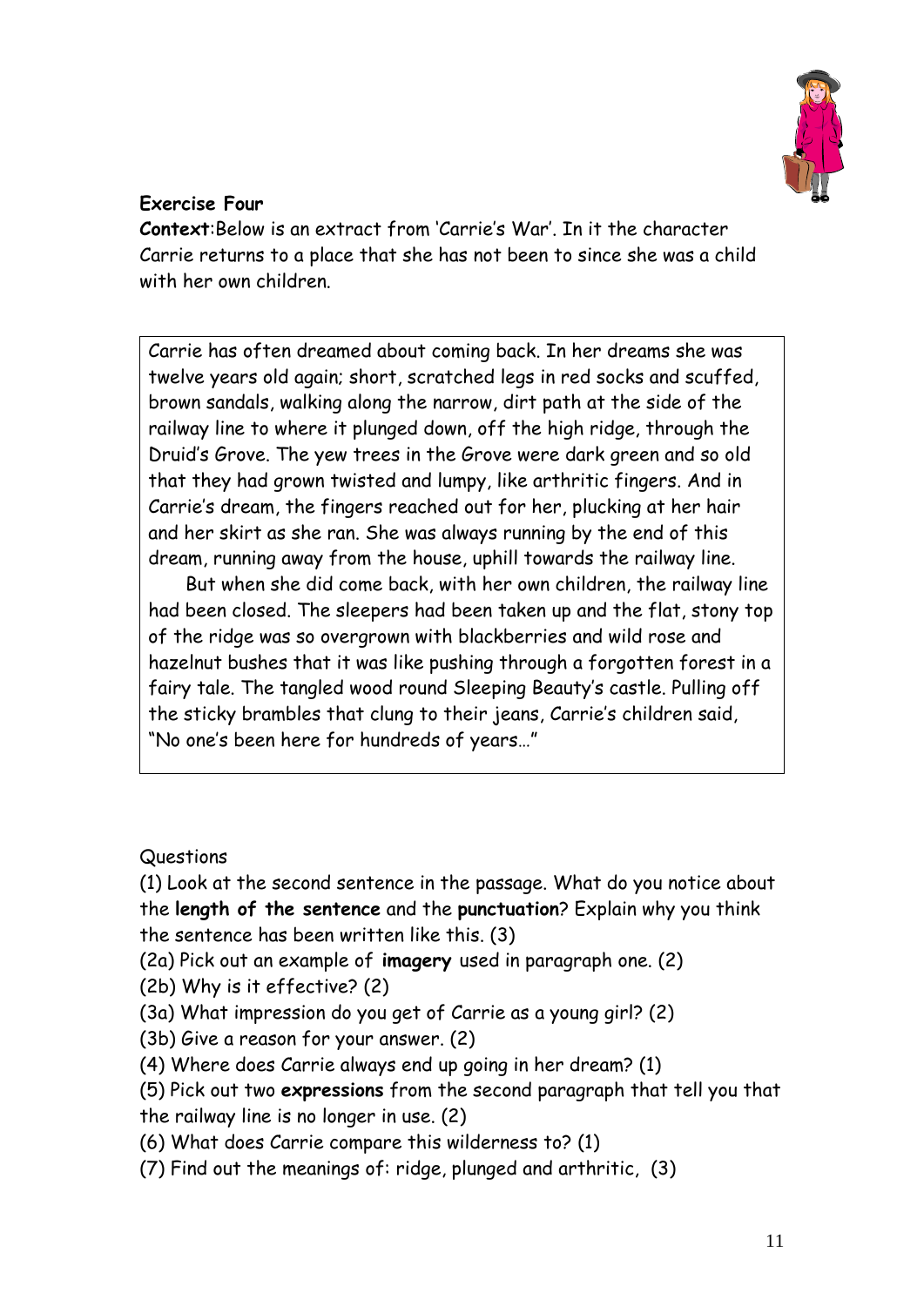**Exercise Four**

**Context**:Below is an extract from 'Carrie's War'. In it the character Carrie returns to a place that she has not been to since she was a child with her own children.

> Carrie has often dreamed about coming back. In her dreams she was twelve years old again; short, scratched legs in red socks and scuffed, brown sandals, walking along the narrow, dirt path at the side of the railway line to where it plunged down, off the high ridge, through the Druid's Grove. The yew trees in the Grove were dark green and so old that they had grown twisted and lumpy, like arthritic fingers. And in Carrie's dream, the fingers reached out for her, plucking at her hair and her skirt as she ran. She was always running by the end of this dream, running away from the house, uphill towards the railway line.
>
> But when she did come back, with her own children, the railway line had been closed. The sleepers had been taken up and the flat, stony top of the ridge was so overgrown with blackberries and wild rose and hazelnut bushes that it was like pushing through a forgotten forest in a fairy tale. The tangled wood round Sleeping Beauty's castle. Pulling off the sticky brambles that clung to their jeans, Carrie's children said, "No one's been here for hundreds of years…"

Questions

(1) Look at the second sentence in the passage. What do you notice about the **length of the sentence** and the **punctuation**? Explain why you think the sentence has been written like this. (3)

(2a) Pick out an example of **imagery** used in paragraph one. (2)

(2b) Why is it effective? (2)

(3a) What impression do you get of Carrie as a young girl? (2)

(3b) Give a reason for your answer. (2)

(4) Where does Carrie always end up going in her dream? (1)

(5) Pick out two **expressions** from the second paragraph that tell you that the railway line is no longer in use. (2)

(6) What does Carrie compare this wilderness to? (1)

(7) Find out the meanings of: ridge, plunged and arthritic, (3)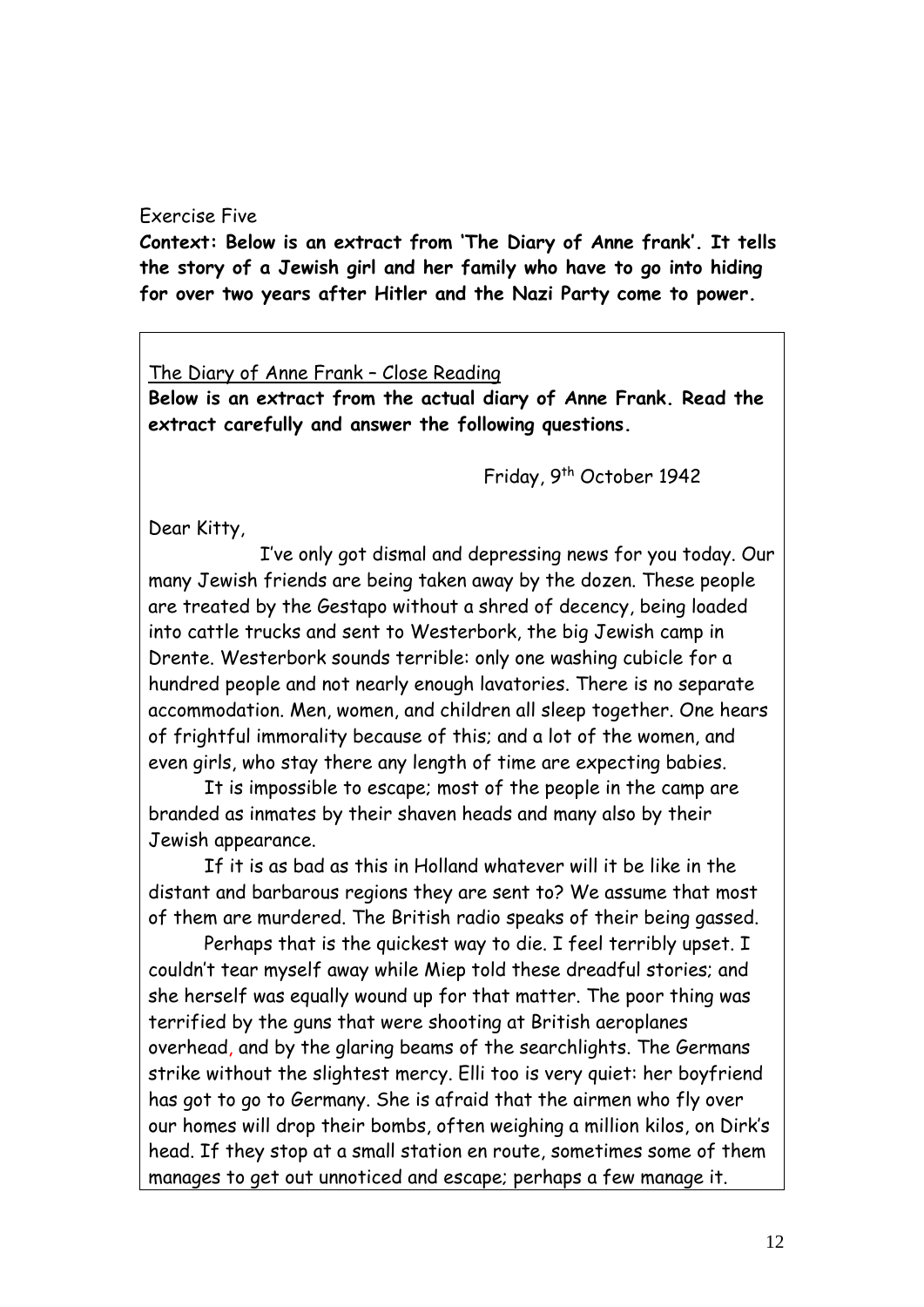Exercise Five

**Context: Below is an extract from 'The Diary of Anne frank'. It tells the story of a Jewish girl and her family who have to go into hiding for over two years after Hitler and the Nazi Party come to power.**

The Diary of Anne Frank – Close Reading

**Below is an extract from the actual diary of Anne Frank. Read the extract carefully and answer the following questions.**

Friday, 9th October 1942

Dear Kitty,

I've only got dismal and depressing news for you today. Our many Jewish friends are being taken away by the dozen. These people are treated by the Gestapo without a shred of decency, being loaded into cattle trucks and sent to Westerbork, the big Jewish camp in Drente. Westerbork sounds terrible: only one washing cubicle for a hundred people and not nearly enough lavatories. There is no separate accommodation. Men, women, and children all sleep together. One hears of frightful immorality because of this; and a lot of the women, and even girls, who stay there any length of time are expecting babies.

It is impossible to escape; most of the people in the camp are branded as inmates by their shaven heads and many also by their Jewish appearance.

If it is as bad as this in Holland whatever will it be like in the distant and barbarous regions they are sent to? We assume that most of them are murdered. The British radio speaks of their being gassed.

Perhaps that is the quickest way to die. I feel terribly upset. I couldn't tear myself away while Miep told these dreadful stories; and she herself was equally wound up for that matter. The poor thing was terrified by the guns that were shooting at British aeroplanes overhead, and by the glaring beams of the searchlights. The Germans strike without the slightest mercy. Elli too is very quiet: her boyfriend has got to go to Germany. She is afraid that the airmen who fly over our homes will drop their bombs, often weighing a million kilos, on Dirk's head. If they stop at a small station en route, sometimes some of them manages to get out unnoticed and escape; perhaps a few manage it.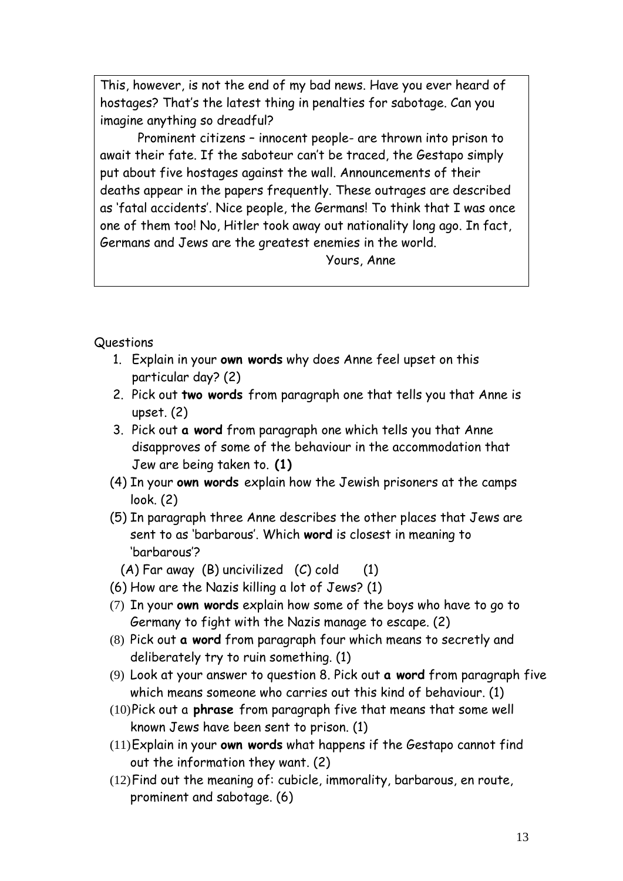This, however, is not the end of my bad news. Have you ever heard of hostages? That's the latest thing in penalties for sabotage. Can you imagine anything so dreadful?

Prominent citizens – innocent people- are thrown into prison to await their fate. If the saboteur can't be traced, the Gestapo simply put about five hostages against the wall. Announcements of their deaths appear in the papers frequently. These outrages are described as 'fatal accidents'. Nice people, the Germans! To think that I was once one of them too! No, Hitler took away out nationality long ago. In fact, Germans and Jews are the greatest enemies in the world.

Yours, Anne

Questions

1. Explain in your **own words** why does Anne feel upset on this particular day? (2)
2. Pick out **two words** from paragraph one that tells you that Anne is upset. (2)
3. Pick out **a word** from paragraph one which tells you that Anne disapproves of some of the behaviour in the accommodation that Jew are being taken to. **(1)**

(4) In your **own words** explain how the Jewish prisoners at the camps look. (2)

(5) In paragraph three Anne describes the other places that Jews are sent to as 'barbarous'. Which **word** is closest in meaning to 'barbarous'?

(A) Far away (B) uncivilized (C) cold (1)

(6) How are the Nazis killing a lot of Jews? (1)

(7) In your **own words** explain how some of the boys who have to go to Germany to fight with the Nazis manage to escape. (2)

(8) Pick out **a word** from paragraph four which means to secretly and deliberately try to ruin something. (1)

(9) Look at your answer to question 8. Pick out **a word** from paragraph five which means someone who carries out this kind of behaviour. (1)

(10) Pick out a **phrase** from paragraph five that means that some well known Jews have been sent to prison. (1)

(11) Explain in your **own words** what happens if the Gestapo cannot find out the information they want. (2)

(12) Find out the meaning of: cubicle, immorality, barbarous, en route, prominent and sabotage. (6)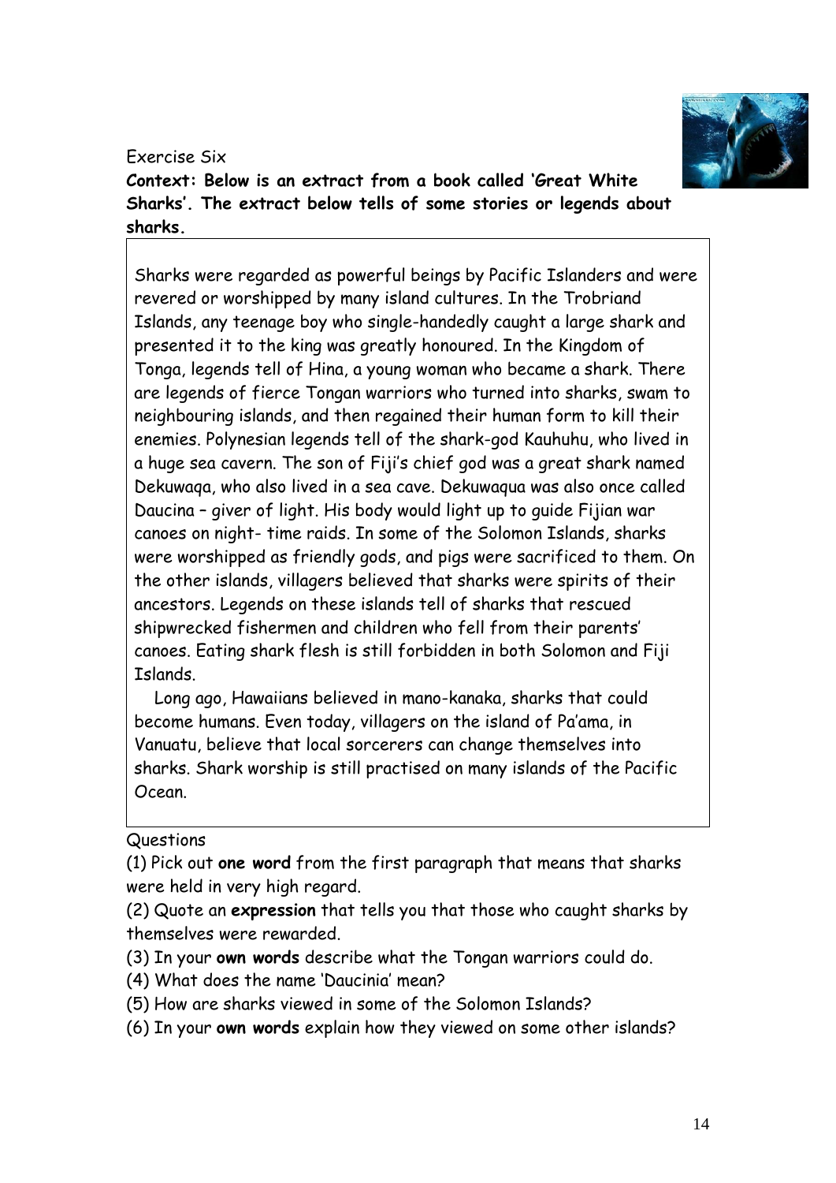Exercise Six

**Context: Below is an extract from a book called 'Great White Sharks'. The extract below tells of some stories or legends about sharks.**

Sharks were regarded as powerful beings by Pacific Islanders and were revered or worshipped by many island cultures. In the Trobriand Islands, any teenage boy who single-handedly caught a large shark and presented it to the king was greatly honoured. In the Kingdom of Tonga, legends tell of Hina, a young woman who became a shark. There are legends of fierce Tongan warriors who turned into sharks, swam to neighbouring islands, and then regained their human form to kill their enemies. Polynesian legends tell of the shark-god Kauhuhu, who lived in a huge sea cavern. The son of Fiji's chief god was a great shark named Dekuwaqa, who also lived in a sea cave. Dekuwaqua was also once called Daucina – giver of light. His body would light up to guide Fijian war canoes on night- time raids. In some of the Solomon Islands, sharks were worshipped as friendly gods, and pigs were sacrificed to them. On the other islands, villagers believed that sharks were spirits of their ancestors. Legends on these islands tell of sharks that rescued shipwrecked fishermen and children who fell from their parents' canoes. Eating shark flesh is still forbidden in both Solomon and Fiji Islands.

Long ago, Hawaiians believed in mano-kanaka, sharks that could become humans. Even today, villagers on the island of Pa'ama, in Vanuatu, believe that local sorcerers can change themselves into sharks. Shark worship is still practised on many islands of the Pacific Ocean.

Questions

(1) Pick out **one word** from the first paragraph that means that sharks were held in very high regard.

(2) Quote an **expression** that tells you that those who caught sharks by themselves were rewarded.

(3) In your **own words** describe what the Tongan warriors could do.

(4) What does the name 'Daucinia' mean?

(5) How are sharks viewed in some of the Solomon Islands?

(6) In your **own words** explain how they viewed on some other islands?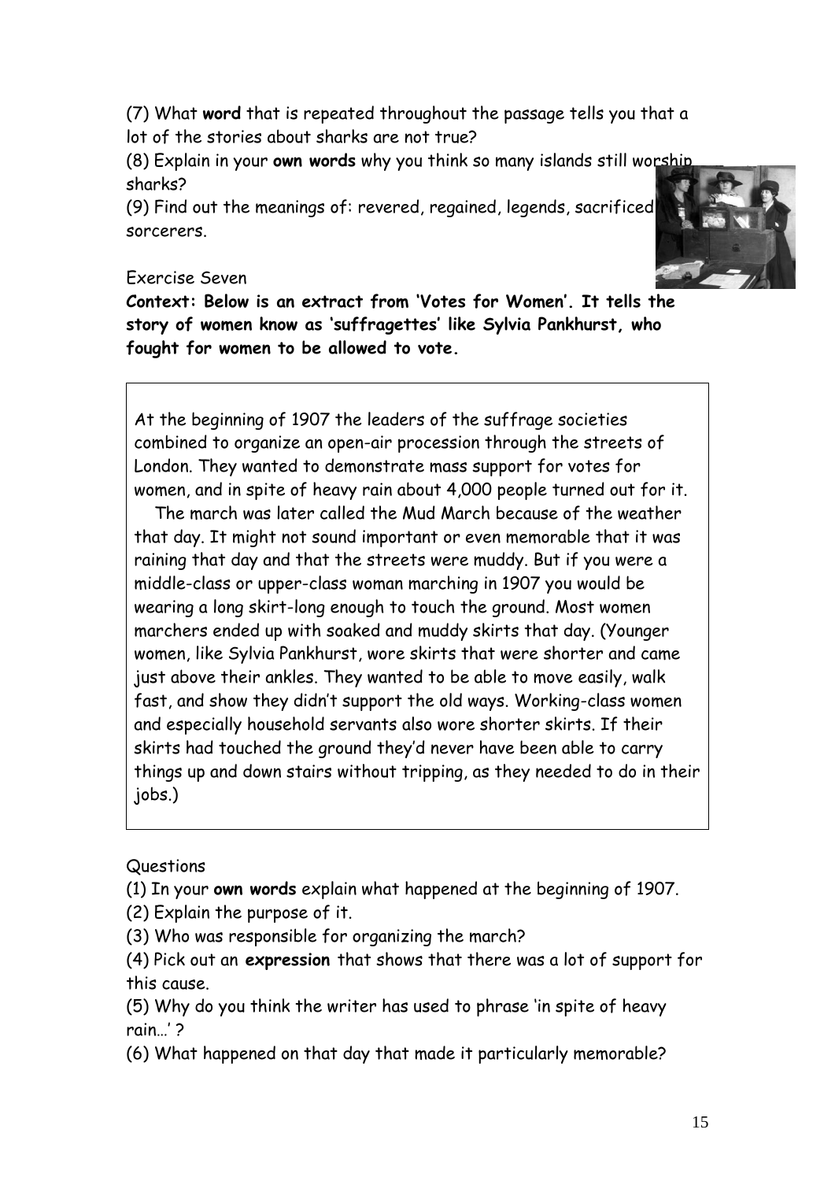(7) What **word** that is repeated throughout the passage tells you that a lot of the stories about sharks are not true?

(8) Explain in your **own words** why you think so many islands still worship sharks?

(9) Find out the meanings of: revered, regained, legends, sacrificed, sorcerers.

Exercise Seven

**Context: Below is an extract from 'Votes for Women'. It tells the story of women know as 'suffragettes' like Sylvia Pankhurst, who fought for women to be allowed to vote.**

> At the beginning of 1907 the leaders of the suffrage societies combined to organize an open-air procession through the streets of London. They wanted to demonstrate mass support for votes for women, and in spite of heavy rain about 4,000 people turned out for it.
>
> The march was later called the Mud March because of the weather that day. It might not sound important or even memorable that it was raining that day and that the streets were muddy. But if you were a middle-class or upper-class woman marching in 1907 you would be wearing a long skirt-long enough to touch the ground. Most women marchers ended up with soaked and muddy skirts that day. (Younger women, like Sylvia Pankhurst, wore skirts that were shorter and came just above their ankles. They wanted to be able to move easily, walk fast, and show they didn't support the old ways. Working-class women and especially household servants also wore shorter skirts. If their skirts had touched the ground they'd never have been able to carry things up and down stairs without tripping, as they needed to do in their jobs.)

Questions

(1) In your **own words** explain what happened at the beginning of 1907.

(2) Explain the purpose of it.

(3) Who was responsible for organizing the march?

(4) Pick out an **expression** that shows that there was a lot of support for this cause.

(5) Why do you think the writer has used to phrase 'in spite of heavy rain…' ?

(6) What happened on that day that made it particularly memorable?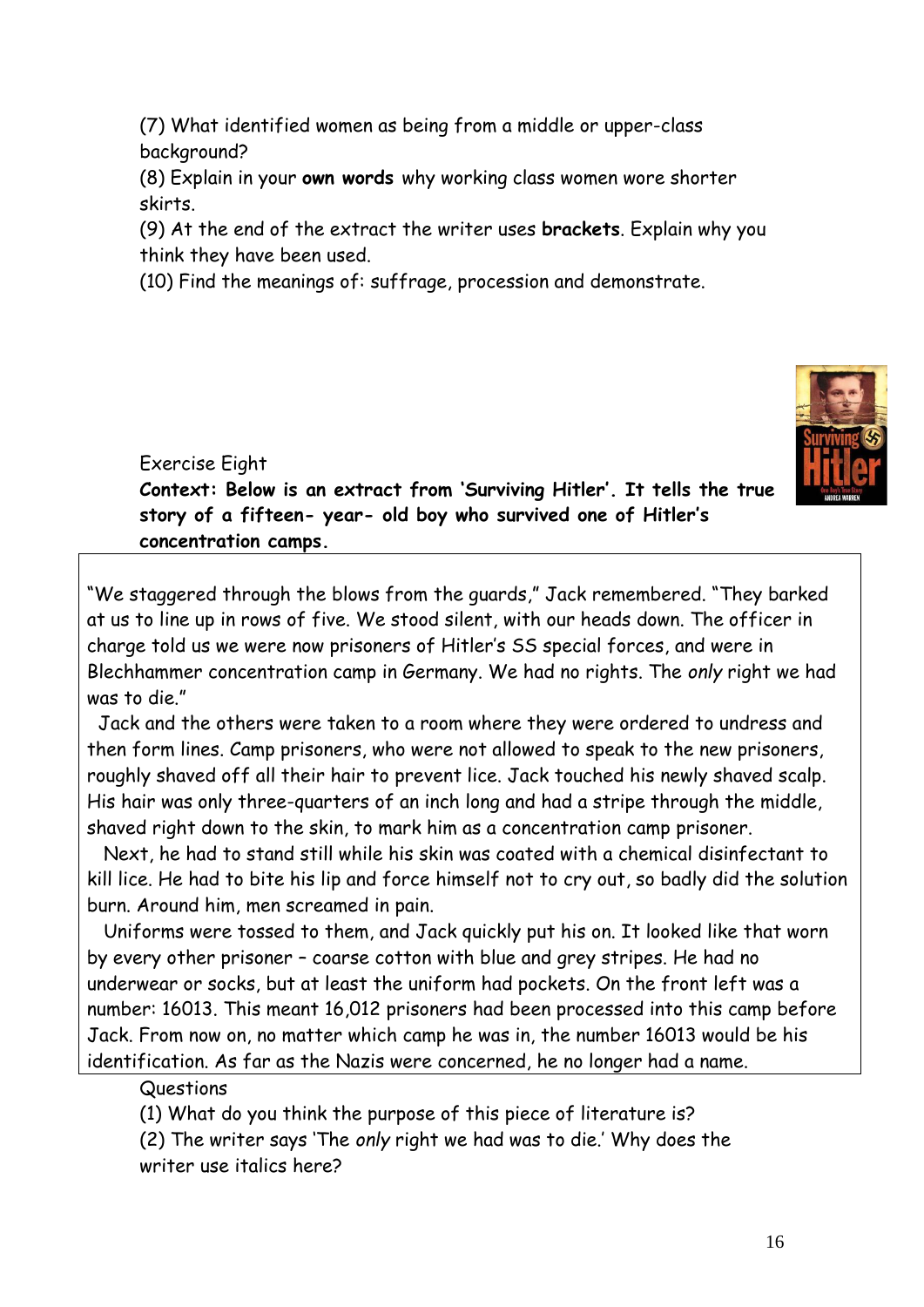(7) What identified women as being from a middle or upper-class background?

(8) Explain in your **own words** why working class women wore shorter skirts.

(9) At the end of the extract the writer uses **brackets**. Explain why you think they have been used.

(10) Find the meanings of: suffrage, procession and demonstrate.

Exercise Eight

**Context: Below is an extract from 'Surviving Hitler'. It tells the true story of a fifteen- year- old boy who survived one of Hitler's concentration camps.**

"We staggered through the blows from the guards," Jack remembered. "They barked at us to line up in rows of five. We stood silent, with our heads down. The officer in charge told us we were now prisoners of Hitler's SS special forces, and were in Blechhammer concentration camp in Germany. We had no rights. The *only* right we had was to die."

Jack and the others were taken to a room where they were ordered to undress and then form lines. Camp prisoners, who were not allowed to speak to the new prisoners, roughly shaved off all their hair to prevent lice. Jack touched his newly shaved scalp. His hair was only three-quarters of an inch long and had a stripe through the middle, shaved right down to the skin, to mark him as a concentration camp prisoner.

Next, he had to stand still while his skin was coated with a chemical disinfectant to kill lice. He had to bite his lip and force himself not to cry out, so badly did the solution burn. Around him, men screamed in pain.

Uniforms were tossed to them, and Jack quickly put his on. It looked like that worn by every other prisoner – coarse cotton with blue and grey stripes. He had no underwear or socks, but at least the uniform had pockets. On the front left was a number: 16013. This meant 16,012 prisoners had been processed into this camp before Jack. From now on, no matter which camp he was in, the number 16013 would be his identification. As far as the Nazis were concerned, he no longer had a name.

Questions

(1) What do you think the purpose of this piece of literature is?

(2) The writer says 'The *only* right we had was to die.' Why does the writer use italics here?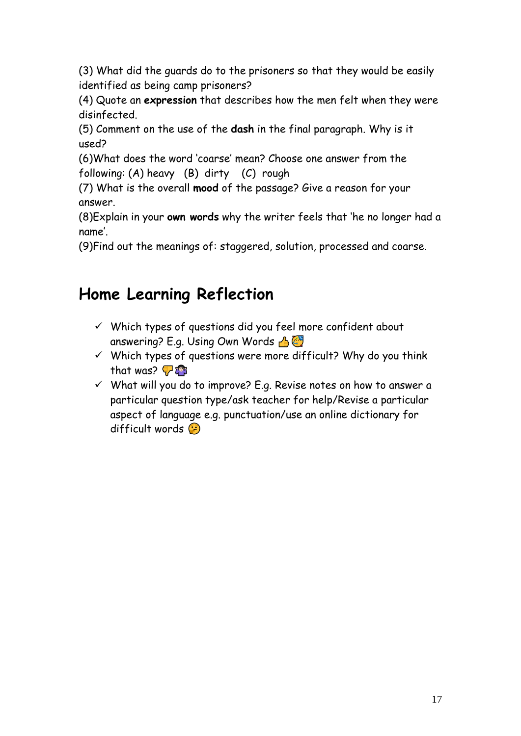(3) What did the guards do to the prisoners so that they would be easily identified as being camp prisoners?

(4) Quote an **expression** that describes how the men felt when they were disinfected.

(5) Comment on the use of the **dash** in the final paragraph. Why is it used?

(6)What does the word 'coarse' mean? Choose one answer from the following: (A) heavy (B) dirty (C) rough

(7) What is the overall **mood** of the passage? Give a reason for your answer.

(8)Explain in your **own words** why the writer feels that 'he no longer had a name'.

(9)Find out the meanings of: staggered, solution, processed and coarse.

## Home Learning Reflection

- ✓ Which types of questions did you feel more confident about answering? E.g. Using Own Words 👍🥳
- ✓ Which types of questions were more difficult? Why do you think that was? 👎🤷‍♀️
- ✓ What will you do to improve? E.g. Revise notes on how to answer a particular question type/ask teacher for help/Revise a particular aspect of language e.g. punctuation/use an online dictionary for difficult words 😕